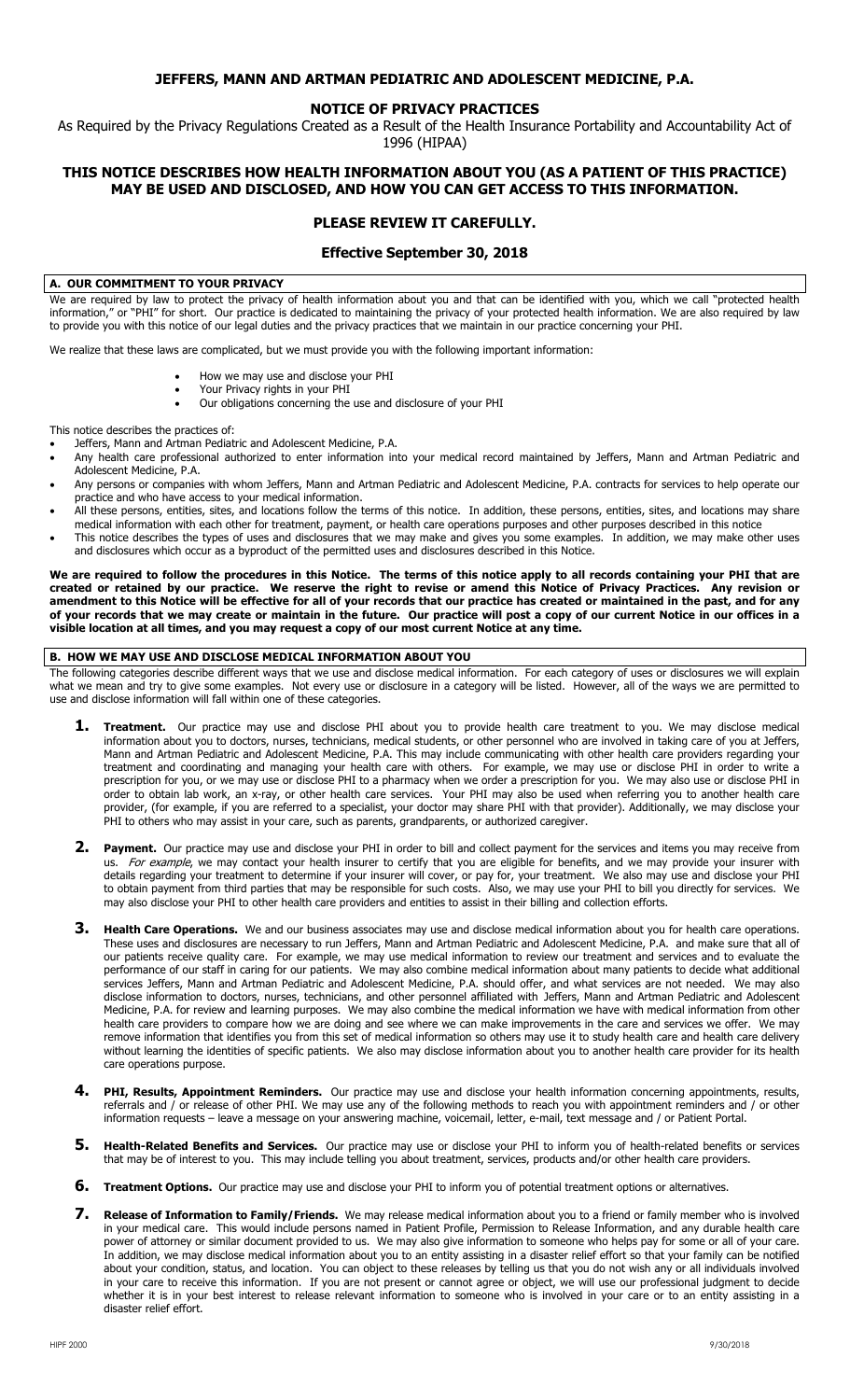# JEFFERS, MANN AND ARTMAN PEDIATRIC AND ADOLESCENT MEDICINE, P.A.

## NOTICE OF PRIVACY PRACTICES

As Required by the Privacy Regulations Created as a Result of the Health Insurance Portability and Accountability Act of 1996 (HIPAA)

## THIS NOTICE DESCRIBES HOW HEALTH INFORMATION ABOUT YOU (AS A PATIENT OF THIS PRACTICE) MAY BE USED AND DISCLOSED, AND HOW YOU CAN GET ACCESS TO THIS INFORMATION.

## PLEASE REVIEW IT CAREFULLY.

## Effective September 30, 2018

### A. OUR COMMITMENT TO YOUR PRIVACY

We are required by law to protect the privacy of health information about you and that can be identified with you, which we call "protected health information," or "PHI" for short. Our practice is dedicated to maintaining the privacy of your protected health information. We are also required by law to provide you with this notice of our legal duties and the privacy practices that we maintain in our practice concerning your PHI.

We realize that these laws are complicated, but we must provide you with the following important information:

- How we may use and disclose your PHI
- Your Privacy rights in your PHI
- Our obligations concerning the use and disclosure of your PHI

This notice describes the practices of:

- Jeffers, Mann and Artman Pediatric and Adolescent Medicine, P.A.
- Any health care professional authorized to enter information into your medical record maintained by Jeffers, Mann and Artman Pediatric and Adolescent Medicine, P.A.
- Any persons or companies with whom Jeffers, Mann and Artman Pediatric and Adolescent Medicine, P.A. contracts for services to help operate our practice and who have access to your medical information.
- All these persons, entities, sites, and locations follow the terms of this notice. In addition, these persons, entities, sites, and locations may share medical information with each other for treatment, payment, or health care operations purposes and other purposes described in this notice
- This notice describes the types of uses and disclosures that we may make and gives you some examples. In addition, we may make other uses and disclosures which occur as a byproduct of the permitted uses and disclosures described in this Notice.

**We are required to follow the procedures in this Notice. The terms of this notice apply to all records containing your PHI that are created or retained by our practice. We reserve the right to revise or amend this Notice of Privacy Practices. Any revision or amendment to this Notice will be effective for all of your records that our practice has created or maintained in the past, and for any of your records that we may create or maintain in the future. Our practice will post a copy of our current Notice in our offices in a visible location at all times, and you may request a copy of our most current Notice at any time.**

### B. HOW WE MAY USE AND DISCLOSE MEDICAL INFORMATION ABOUT YOU

The following categories describe different ways that we use and disclose medical information. For each category of uses or disclosures we will explain what we mean and try to give some examples. Not every use or disclosure in a category will be listed. However, all of the ways we are permitted to use and disclose information will fall within one of these categories.

1. **Treatment.** Our practice may use and disclose PHI about you to provide health care treatment to you. We may disclose medical information about you to doctors, nurses, technicians, medical students, or other personnel who are involved in taking care of you at Jeffers, Mann and Artman Pediatric and Adolescent Medicine, P.A. This may include communicating with other health care providers regarding your treatment and coordinating and managing your health care with others. For example, we may use or disclose PHI in order to write a prescription for you, or we may use or disclose PHI to a pharmacy when we order a prescription for you. We may also use or disclose PHI in order to obtain lab work, an x-ray, or other health care services. Your PHI may also be used when referring you to another health care provider, (for example, if you are referred to a specialist, your doctor may share PHI with that provider). Additionally, we may disclose your PHI to others who may assist in your care, such as parents, grandparents, or authorized caregiver.

2. **Payment.** Our practice may use and disclose your PHI in order to bill and collect payment for the services and items you may receive from us. *For example*, we may contact your health insurer to certify that you are eligible for benefits, and we may provide your insurer with details regarding your treatment to determine if your insurer will cover, or pay for, your treatment. We also may use and disclose your PHI to obtain payment from third parties that may be responsible for such costs. Also, we may use your PHI to bill you directly for services. We may also disclose your PHI to other health care providers and entities to assist in their billing and collection efforts.

3. **Health Care Operations.** We and our business associates may use and disclose medical information about you for health care operations. These uses and disclosures are necessary to run Jeffers, Mann and Artman Pediatric and Adolescent Medicine, P.A. and make sure that all of our patients receive quality care. For example, we may use medical information to review our treatment and services and to evaluate the performance of our staff in caring for our patients. We may also combine medical information about many patients to decide what additional services Jeffers, Mann and Artman Pediatric and Adolescent Medicine, P.A. should offer, and what services are not needed. We may also disclose information to doctors, nurses, technicians, and other personnel affiliated with Jeffers, Mann and Artman Pediatric and Adolescent Medicine, P.A. for review and learning purposes. We may also combine the medical information we have with medical information from other health care providers to compare how we are doing and see where we can make improvements in the care and services we offer. We may remove information that identifies you from this set of medical information so others may use it to study health care and health care delivery without learning the identities of specific patients. We also may disclose information about you to another health care provider for its health care operations purpose.

4. **PHI, Results, Appointment Reminders.** Our practice may use and disclose your health information concerning appointments, results, referrals and / or release of other PHI. We may use any of the following methods to reach you with appointment reminders and / or other information requests – leave a message on your answering machine, voicemail, letter, e-mail, text message and / or Patient Portal.

5. **Health-Related Benefits and Services.** Our practice may use or disclose your PHI to inform you of health-related benefits or services that may be of interest to you. This may include telling you about treatment, services, products and/or other health care providers.

6. **Treatment Options.** Our practice may use and disclose your PHI to inform you of potential treatment options or alternatives.

7. **Release of Information to Family/Friends.** We may release medical information about you to a friend or family member who is involved in your medical care. This would include persons named in Patient Profile, Permission to Release Information, and any durable health care power of attorney or similar document provided to us. We may also give information to someone who helps pay for some or all of your care. In addition, we may disclose medical information about you to an entity assisting in a disaster relief effort so that your family can be notified about your condition, status, and location. You can object to these releases by telling us that you do not wish any or all individuals involved in your care to receive this information. If you are not present or cannot agree or object, we will use our professional judgment to decide whether it is in your best interest to release relevant information to someone who is involved in your care or to an entity assisting in a disaster relief effort.

HIPF 2000 9/30/2018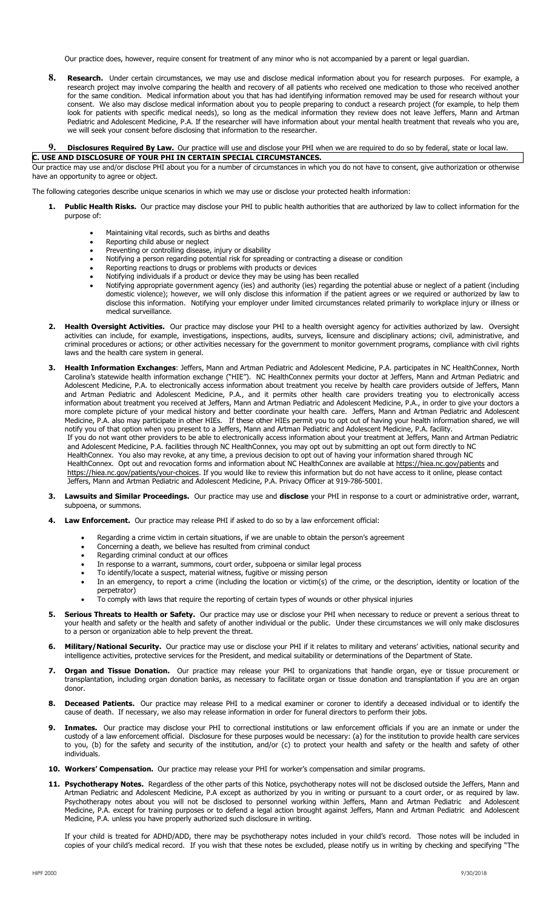Our practice does, however, require consent for treatment of any minor who is not accompanied by a parent or legal guardian.

8. **Research.** Under certain circumstances, we may use and disclose medical information about you for research purposes. For example, a research project may involve comparing the health and recovery of all patients who received one medication to those who received another for the same condition. Medical information about you that has had identifying information removed may be used for research without your consent. We also may disclose medical information about you to people preparing to conduct a research project (for example, to help them look for patients with specific medical needs), so long as the medical information they review does not leave Jeffers, Mann and Artman Pediatric and Adolescent Medicine, P.A. If the researcher will have information about your mental health treatment that reveals who you are, we will seek your consent before disclosing that information to the researcher.

9. **Disclosures Required By Law.** Our practice will use and disclose your PHI when we are required to do so by federal, state or local law.

## C. USE AND DISCLOSURE OF YOUR PHI IN CERTAIN SPECIAL CIRCUMSTANCES.

Our practice may use and/or disclose PHI about you for a number of circumstances in which you do not have to consent, give authorization or otherwise have an opportunity to agree or object.

The following categories describe unique scenarios in which we may use or disclose your protected health information:

1. **Public Health Risks.** Our practice may disclose your PHI to public health authorities that are authorized by law to collect information for the purpose of:
   - Maintaining vital records, such as births and deaths
   - Reporting child abuse or neglect
   - Preventing or controlling disease, injury or disability
   - Notifying a person regarding potential risk for spreading or contracting a disease or condition
   - Reporting reactions to drugs or problems with products or devices
   - Notifying individuals if a product or device they may be using has been recalled
   - Notifying appropriate government agency (ies) and authority (ies) regarding the potential abuse or neglect of a patient (including domestic violence); however, we will only disclose this information if the patient agrees or we required or authorized by law to disclose this information. Notifying your employer under limited circumstances related primarily to workplace injury or illness or medical surveillance.

2. **Health Oversight Activities.** Our practice may disclose your PHI to a health oversight agency for activities authorized by law. Oversight activities can include, for example, investigations, inspections, audits, surveys, licensure and disciplinary actions; civil, administrative, and criminal procedures or actions; or other activities necessary for the government to monitor government programs, compliance with civil rights laws and the health care system in general.

3. **Health Information Exchanges**: Jeffers, Mann and Artman Pediatric and Adolescent Medicine, P.A. participates in NC HealthConnex, North Carolina's statewide health information exchange ("HIE"). NC HealthConnex permits your doctor at Jeffers, Mann and Artman Pediatric and Adolescent Medicine, P.A. to electronically access information about treatment you receive by health care providers outside of Jeffers, Mann and Artman Pediatric and Adolescent Medicine, P.A., and it permits other health care providers treating you to electronically access information about treatment you received at Jeffers, Mann and Artman Pediatric and Adolescent Medicine, P.A., in order to give your doctors a more complete picture of your medical history and better coordinate your health care. Jeffers, Mann and Artman Pediatric and Adolescent Medicine, P.A. also may participate in other HIEs. If these other HIEs permit you to opt out of having your health information shared, we will notify you of that option when you present to a Jeffers, Mann and Artman Pediatric and Adolescent Medicine, P.A. facility.
   If you do not want other providers to be able to electronically access information about your treatment at Jeffers, Mann and Artman Pediatric and Adolescent Medicine, P.A. facilities through NC HealthConnex, you may opt out by submitting an opt out form directly to NC HealthConnex. You also may revoke, at any time, a previous decision to opt out of having your information shared through NC HealthConnex. Opt out and revocation forms and information about NC HealthConnex are available at https://hiea.nc.gov/patients and https://hiea.nc.gov/patients/your-choices. If you would like to review this information but do not have access to it online, please contact Jeffers, Mann and Artman Pediatric and Adolescent Medicine, P.A. Privacy Officer at 919-786-5001.

3. **Lawsuits and Similar Proceedings.** Our practice may use and **disclose** your PHI in response to a court or administrative order, warrant, subpoena, or summons.

4. **Law Enforcement.** Our practice may release PHI if asked to do so by a law enforcement official:
   - Regarding a crime victim in certain situations, if we are unable to obtain the person's agreement
   - Concerning a death, we believe has resulted from criminal conduct
   - Regarding criminal conduct at our offices
   - In response to a warrant, summons, court order, subpoena or similar legal process
   - To identify/locate a suspect, material witness, fugitive or missing person
   - In an emergency, to report a crime (including the location or victim(s) of the crime, or the description, identity or location of the perpetrator)
   - To comply with laws that require the reporting of certain types of wounds or other physical injuries

5. **Serious Threats to Health or Safety.** Our practice may use or disclose your PHI when necessary to reduce or prevent a serious threat to your health and safety or the health and safety of another individual or the public. Under these circumstances we will only make disclosures to a person or organization able to help prevent the threat.

6. **Military/National Security.** Our practice may use or disclose your PHI if it relates to military and veterans' activities, national security and intelligence activities, protective services for the President, and medical suitability or determinations of the Department of State.

7. **Organ and Tissue Donation.** Our practice may release your PHI to organizations that handle organ, eye or tissue procurement or transplantation, including organ donation banks, as necessary to facilitate organ or tissue donation and transplantation if you are an organ donor.

8. **Deceased Patients.** Our practice may release PHI to a medical examiner or coroner to identify a deceased individual or to identify the cause of death. If necessary, we also may release information in order for funeral directors to perform their jobs.

9. **Inmates.** Our practice may disclose your PHI to correctional institutions or law enforcement officials if you are an inmate or under the custody of a law enforcement official. Disclosure for these purposes would be necessary: (a) for the institution to provide health care services to you, (b) for the safety and security of the institution, and/or (c) to protect your health and safety or the health and safety of other individuals.

10. **Workers' Compensation.** Our practice may release your PHI for worker's compensation and similar programs.

11. **Psychotherapy Notes.** Regardless of the other parts of this Notice, psychotherapy notes will not be disclosed outside the Jeffers, Mann and Artman Pediatric and Adolescent Medicine, P.A except as authorized by you in writing or pursuant to a court order, or as required by law. Psychotherapy notes about you will not be disclosed to personnel working within Jeffers, Mann and Artman Pediatric and Adolescent Medicine, P.A. except for training purposes or to defend a legal action brought against Jeffers, Mann and Artman Pediatric and Adolescent Medicine, P.A. unless you have properly authorized such disclosure in writing.

    If your child is treated for ADHD/ADD, there may be psychotherapy notes included in your child's record. Those notes will be included in copies of your child's medical record. If you wish that these notes be excluded, please notify us in writing by checking and specifying "The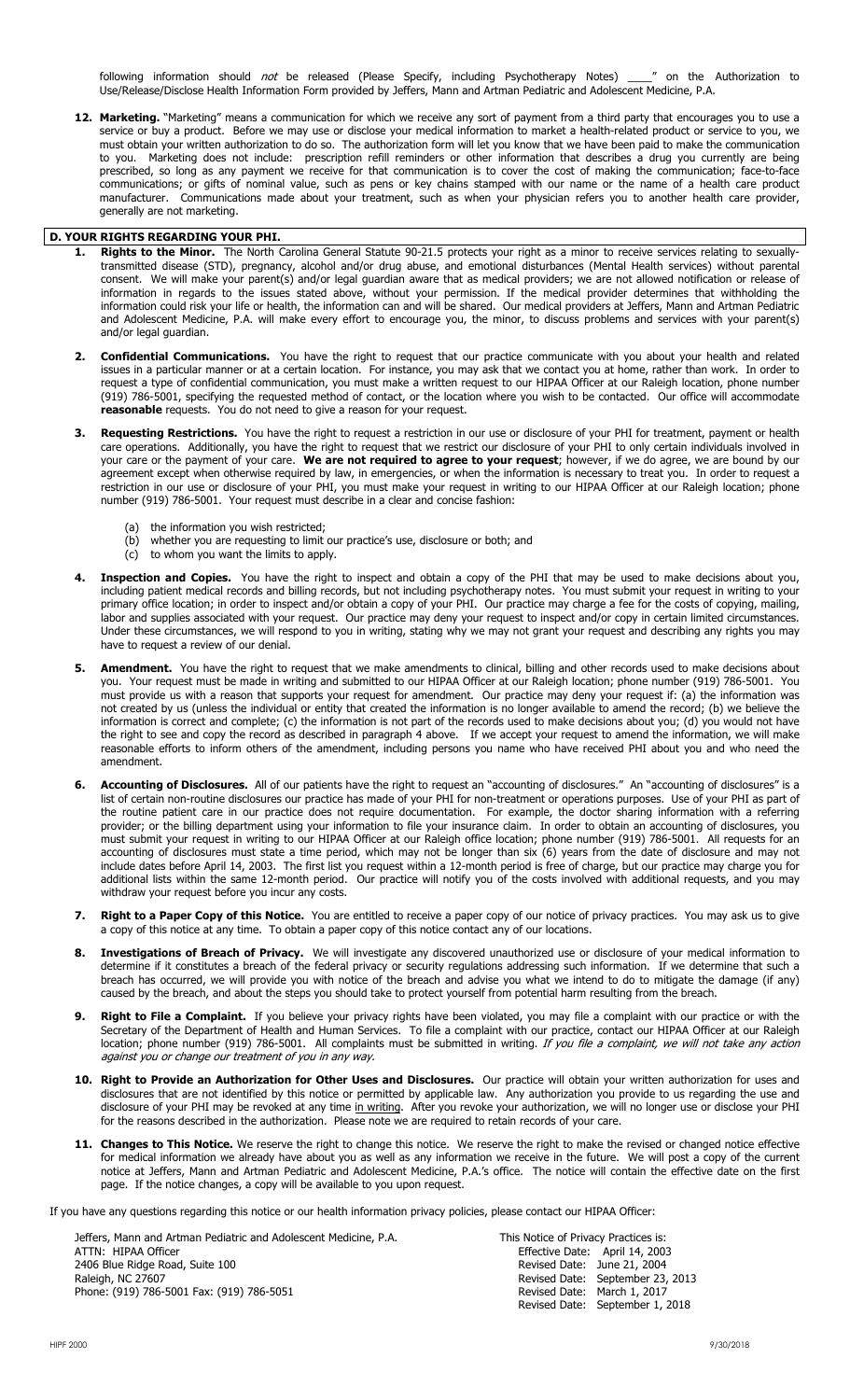following information should *not* be released (Please Specify, including Psychotherapy Notes) ____" on the Authorization to Use/Release/Disclose Health Information Form provided by Jeffers, Mann and Artman Pediatric and Adolescent Medicine, P.A.

12. **Marketing.** "Marketing" means a communication for which we receive any sort of payment from a third party that encourages you to use a service or buy a product. Before we may use or disclose your medical information to market a health-related product or service to you, we must obtain your written authorization to do so. The authorization form will let you know that we have been paid to make the communication to you. Marketing does not include: prescription refill reminders or other information that describes a drug you currently are being prescribed, so long as any payment we receive for that communication is to cover the cost of making the communication; face-to-face communications; or gifts of nominal value, such as pens or key chains stamped with our name or the name of a health care product manufacturer. Communications made about your treatment, such as when your physician refers you to another health care provider, generally are not marketing.

## D. YOUR RIGHTS REGARDING YOUR PHI.

1. **Rights to the Minor.** The North Carolina General Statute 90-21.5 protects your right as a minor to receive services relating to sexually-transmitted disease (STD), pregnancy, alcohol and/or drug abuse, and emotional disturbances (Mental Health services) without parental consent. We will make your parent(s) and/or legal guardian aware that as medical providers; we are not allowed notification or release of information in regards to the issues stated above, without your permission. If the medical provider determines that withholding the information could risk your life or health, the information can and will be shared. Our medical providers at Jeffers, Mann and Artman Pediatric and Adolescent Medicine, P.A. will make every effort to encourage you, the minor, to discuss problems and services with your parent(s) and/or legal guardian.

2. **Confidential Communications.** You have the right to request that our practice communicate with you about your health and related issues in a particular manner or at a certain location. For instance, you may ask that we contact you at home, rather than work. In order to request a type of confidential communication, you must make a written request to our HIPAA Officer at our Raleigh location, phone number (919) 786-5001, specifying the requested method of contact, or the location where you wish to be contacted. Our office will accommodate **reasonable** requests. You do not need to give a reason for your request.

3. **Requesting Restrictions.** You have the right to request a restriction in our use or disclosure of your PHI for treatment, payment or health care operations. Additionally, you have the right to request that we restrict our disclosure of your PHI to only certain individuals involved in your care or the payment of your care. **We are not required to agree to your request**; however, if we do agree, we are bound by our agreement except when otherwise required by law, in emergencies, or when the information is necessary to treat you. In order to request a restriction in our use or disclosure of your PHI, you must make your request in writing to our HIPAA Officer at our Raleigh location; phone number (919) 786-5001. Your request must describe in a clear and concise fashion:

    (a) the information you wish restricted;
    (b) whether you are requesting to limit our practice's use, disclosure or both; and
    (c) to whom you want the limits to apply.

4. **Inspection and Copies.** You have the right to inspect and obtain a copy of the PHI that may be used to make decisions about you, including patient medical records and billing records, but not including psychotherapy notes. You must submit your request in writing to your primary office location; in order to inspect and/or obtain a copy of your PHI. Our practice may charge a fee for the costs of copying, mailing, labor and supplies associated with your request. Our practice may deny your request to inspect and/or copy in certain limited circumstances. Under these circumstances, we will respond to you in writing, stating why we may not grant your request and describing any rights you may have to request a review of our denial.

5. **Amendment.** You have the right to request that we make amendments to clinical, billing and other records used to make decisions about you. Your request must be made in writing and submitted to our HIPAA Officer at our Raleigh location; phone number (919) 786-5001. You must provide us with a reason that supports your request for amendment. Our practice may deny your request if: (a) the information was not created by us (unless the individual or entity that created the information is no longer available to amend the record; (b) we believe the information is correct and complete; (c) the information is not part of the records used to make decisions about you; (d) you would not have the right to see and copy the record as described in paragraph 4 above. If we accept your request to amend the information, we will make reasonable efforts to inform others of the amendment, including persons you name who have received PHI about you and who need the amendment.

6. **Accounting of Disclosures.** All of our patients have the right to request an "accounting of disclosures." An "accounting of disclosures" is a list of certain non-routine disclosures our practice has made of your PHI for non-treatment or operations purposes. Use of your PHI as part of the routine patient care in our practice does not require documentation. For example, the doctor sharing information with a referring provider; or the billing department using your information to file your insurance claim. In order to obtain an accounting of disclosures, you must submit your request in writing to our HIPAA Officer at our Raleigh office location; phone number (919) 786-5001. All requests for an accounting of disclosures must state a time period, which may not be longer than six (6) years from the date of disclosure and may not include dates before April 14, 2003. The first list you request within a 12-month period is free of charge, but our practice may charge you for additional lists within the same 12-month period. Our practice will notify you of the costs involved with additional requests, and you may withdraw your request before you incur any costs.

7. **Right to a Paper Copy of this Notice.** You are entitled to receive a paper copy of our notice of privacy practices. You may ask us to give a copy of this notice at any time. To obtain a paper copy of this notice contact any of our locations.

8. **Investigations of Breach of Privacy.** We will investigate any discovered unauthorized use or disclosure of your medical information to determine if it constitutes a breach of the federal privacy or security regulations addressing such information. If we determine that such a breach has occurred, we will provide you with notice of the breach and advise you what we intend to do to mitigate the damage (if any) caused by the breach, and about the steps you should take to protect yourself from potential harm resulting from the breach.

9. **Right to File a Complaint.** If you believe your privacy rights have been violated, you may file a complaint with our practice or with the Secretary of the Department of Health and Human Services. To file a complaint with our practice, contact our HIPAA Officer at our Raleigh location; phone number (919) 786-5001. All complaints must be submitted in writing. *If you file a complaint, we will not take any action against you or change our treatment of you in any way.*

10. **Right to Provide an Authorization for Other Uses and Disclosures.** Our practice will obtain your written authorization for uses and disclosures that are not identified by this notice or permitted by applicable law. Any authorization you provide to us regarding the use and disclosure of your PHI may be revoked at any time <u>in writing</u>. After you revoke your authorization, we will no longer use or disclose your PHI for the reasons described in the authorization. Please note we are required to retain records of your care.

11. **Changes to This Notice.** We reserve the right to change this notice. We reserve the right to make the revised or changed notice effective for medical information we already have about you as well as any information we receive in the future. We will post a copy of the current notice at Jeffers, Mann and Artman Pediatric and Adolescent Medicine, P.A.'s office. The notice will contain the effective date on the first page. If the notice changes, a copy will be available to you upon request.

If you have any questions regarding this notice or our health information privacy policies, please contact our HIPAA Officer:

Jeffers, Mann and Artman Pediatric and Adolescent Medicine, P.A.
ATTN: HIPAA Officer
2406 Blue Ridge Road, Suite 100
Raleigh, NC 27607
Phone: (919) 786-5001 Fax: (919) 786-5051

This Notice of Privacy Practices is:
Effective Date: April 14, 2003
Revised Date: June 21, 2004
Revised Date: September 23, 2013
Revised Date: March 1, 2017
Revised Date: September 1, 2018

HIPF 2000 9/30/2018